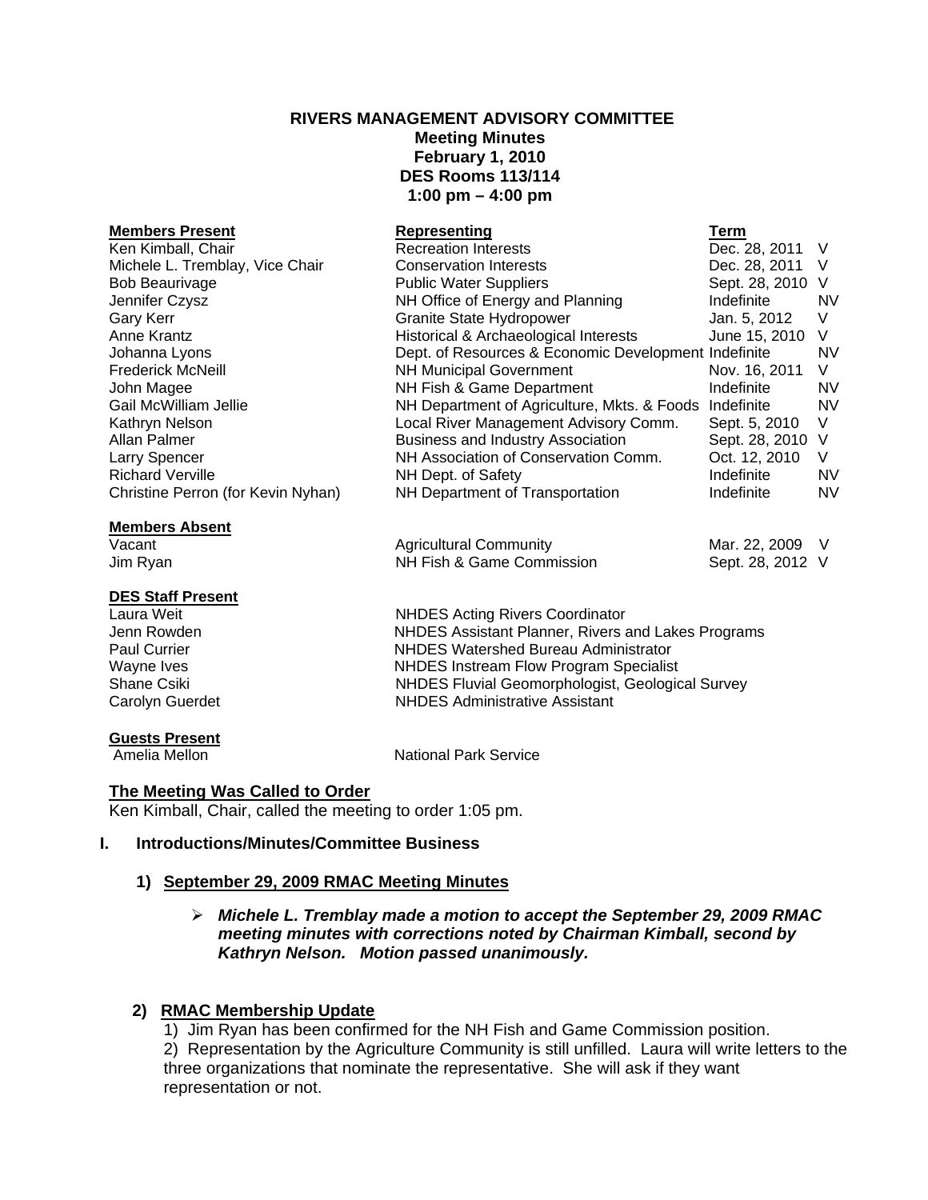# RIVERS MANAGEMENT ADVISORY COMMITTEE

**Meeting Minutes**
**February 1, 2010**
**DES Rooms 113/114**
**1:00 pm – 4:00 pm**

| Members Present | Representing | Term | |
|---|---|---|---|
| Ken Kimball, Chair | Recreation Interests | Dec. 28, 2011 | V |
| Michele L. Tremblay, Vice Chair | Conservation Interests | Dec. 28, 2011 | V |
| Bob Beaurivage | Public Water Suppliers | Sept. 28, 2010 | V |
| Jennifer Czysz | NH Office of Energy and Planning | Indefinite | NV |
| Gary Kerr | Granite State Hydropower | Jan. 5, 2012 | V |
| Anne Krantz | Historical & Archaeological Interests | June 15, 2010 | V |
| Johanna Lyons | Dept. of Resources & Economic Development | Indefinite | NV |
| Frederick McNeill | NH Municipal Government | Nov. 16, 2011 | V |
| John Magee | NH Fish & Game Department | Indefinite | NV |
| Gail McWilliam Jellie | NH Department of Agriculture, Mkts. & Foods | Indefinite | NV |
| Kathryn Nelson | Local River Management Advisory Comm. | Sept. 5, 2010 | V |
| Allan Palmer | Business and Industry Association | Sept. 28, 2010 | V |
| Larry Spencer | NH Association of Conservation Comm. | Oct. 12, 2010 | V |
| Richard Verville | NH Dept. of Safety | Indefinite | NV |
| Christine Perron (for Kevin Nyhan) | NH Department of Transportation | Indefinite | NV |

| Members Absent | | | |
|---|---|---|---|
| Vacant | Agricultural Community | Mar. 22, 2009 | V |
| Jim Ryan | NH Fish & Game Commission | Sept. 28, 2012 | V |

| DES Staff Present | |
|---|---|
| Laura Weit | NHDES Acting Rivers Coordinator |
| Jenn Rowden | NHDES Assistant Planner, Rivers and Lakes Programs |
| Paul Currier | NHDES Watershed Bureau Administrator |
| Wayne Ives | NHDES Instream Flow Program Specialist |
| Shane Csiki | NHDES Fluvial Geomorphologist, Geological Survey |
| Carolyn Guerdet | NHDES Administrative Assistant |

| Guests Present | |
|---|---|
| Amelia Mellon | National Park Service |

## The Meeting Was Called to Order

Ken Kimball, Chair, called the meeting to order 1:05 pm.

## I. Introductions/Minutes/Committee Business

### 1) September 29, 2009 RMAC Meeting Minutes

- ***Michele L. Tremblay made a motion to accept the September 29, 2009 RMAC meeting minutes with corrections noted by Chairman Kimball, second by Kathryn Nelson. Motion passed unanimously.***

### 2) RMAC Membership Update

1) Jim Ryan has been confirmed for the NH Fish and Game Commission position.
2) Representation by the Agriculture Community is still unfilled. Laura will write letters to the three organizations that nominate the representative. She will ask if they want representation or not.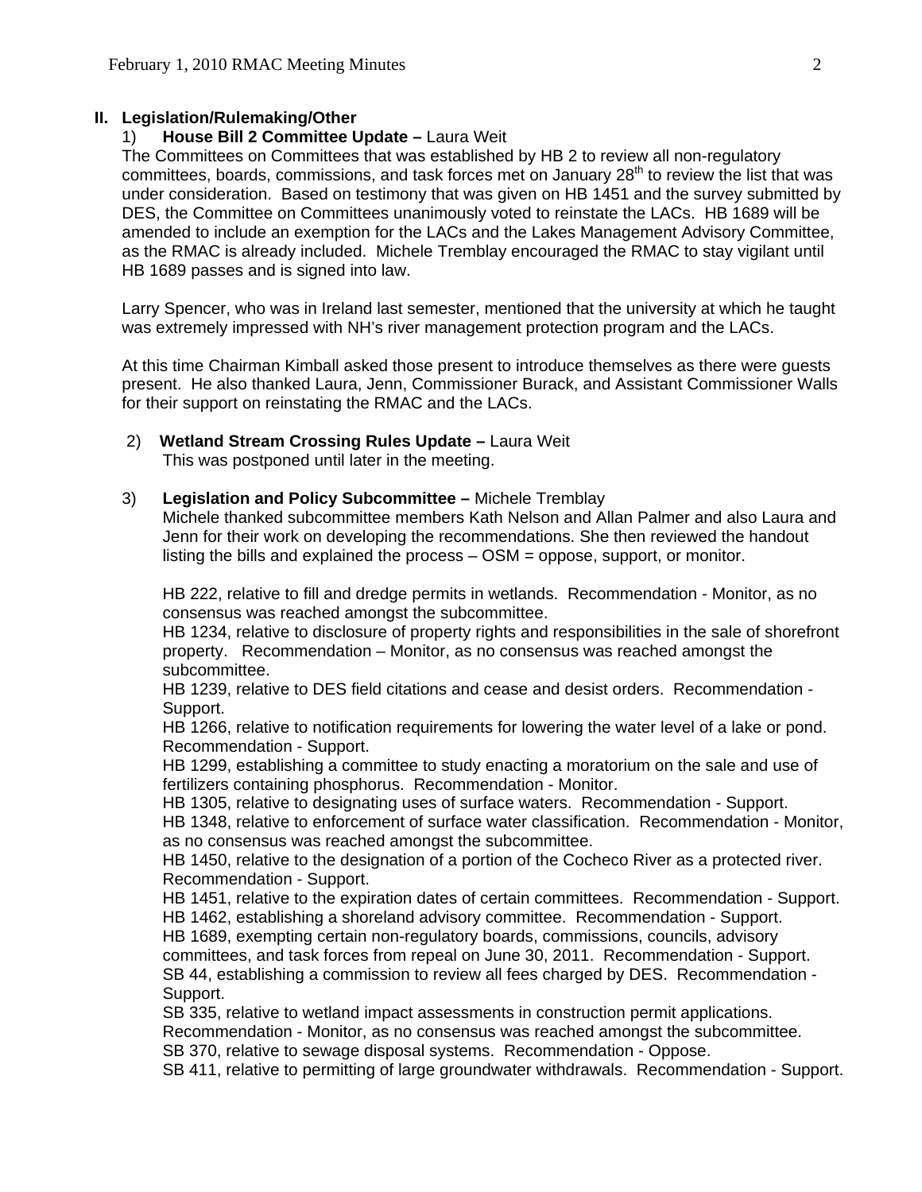## II. Legislation/Rulemaking/Other

1) **House Bill 2 Committee Update –** Laura Weit

The Committees on Committees that was established by HB 2 to review all non-regulatory committees, boards, commissions, and task forces met on January 28th to review the list that was under consideration. Based on testimony that was given on HB 1451 and the survey submitted by DES, the Committee on Committees unanimously voted to reinstate the LACs. HB 1689 will be amended to include an exemption for the LACs and the Lakes Management Advisory Committee, as the RMAC is already included. Michele Tremblay encouraged the RMAC to stay vigilant until HB 1689 passes and is signed into law.

Larry Spencer, who was in Ireland last semester, mentioned that the university at which he taught was extremely impressed with NH's river management protection program and the LACs.

At this time Chairman Kimball asked those present to introduce themselves as there were guests present. He also thanked Laura, Jenn, Commissioner Burack, and Assistant Commissioner Walls for their support on reinstating the RMAC and the LACs.

2) **Wetland Stream Crossing Rules Update –** Laura Weit

This was postponed until later in the meeting.

3) **Legislation and Policy Subcommittee –** Michele Tremblay

Michele thanked subcommittee members Kath Nelson and Allan Palmer and also Laura and Jenn for their work on developing the recommendations. She then reviewed the handout listing the bills and explained the process – OSM = oppose, support, or monitor.

HB 222, relative to fill and dredge permits in wetlands. Recommendation - Monitor, as no consensus was reached amongst the subcommittee.
HB 1234, relative to disclosure of property rights and responsibilities in the sale of shorefront property. Recommendation – Monitor, as no consensus was reached amongst the subcommittee.
HB 1239, relative to DES field citations and cease and desist orders. Recommendation - Support.
HB 1266, relative to notification requirements for lowering the water level of a lake or pond. Recommendation - Support.
HB 1299, establishing a committee to study enacting a moratorium on the sale and use of fertilizers containing phosphorus. Recommendation - Monitor.
HB 1305, relative to designating uses of surface waters. Recommendation - Support.
HB 1348, relative to enforcement of surface water classification. Recommendation - Monitor, as no consensus was reached amongst the subcommittee.
HB 1450, relative to the designation of a portion of the Cocheco River as a protected river. Recommendation - Support.
HB 1451, relative to the expiration dates of certain committees. Recommendation - Support.
HB 1462, establishing a shoreland advisory committee. Recommendation - Support.
HB 1689, exempting certain non-regulatory boards, commissions, councils, advisory committees, and task forces from repeal on June 30, 2011. Recommendation - Support.
SB 44, establishing a commission to review all fees charged by DES. Recommendation - Support.
SB 335, relative to wetland impact assessments in construction permit applications. Recommendation - Monitor, as no consensus was reached amongst the subcommittee.
SB 370, relative to sewage disposal systems. Recommendation - Oppose.
SB 411, relative to permitting of large groundwater withdrawals. Recommendation - Support.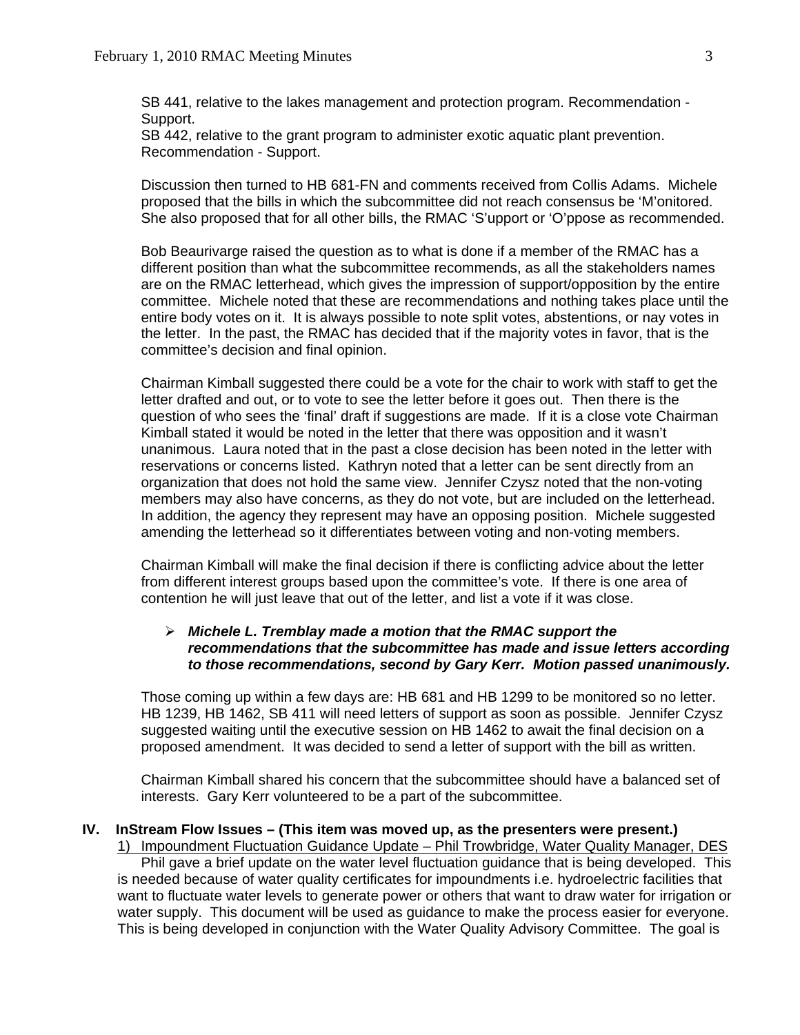SB 441, relative to the lakes management and protection program. Recommendation - Support.
SB 442, relative to the grant program to administer exotic aquatic plant prevention. Recommendation - Support.

Discussion then turned to HB 681-FN and comments received from Collis Adams. Michele proposed that the bills in which the subcommittee did not reach consensus be 'M'onitored. She also proposed that for all other bills, the RMAC 'S'upport or 'O'ppose as recommended.

Bob Beaurivarge raised the question as to what is done if a member of the RMAC has a different position than what the subcommittee recommends, as all the stakeholders names are on the RMAC letterhead, which gives the impression of support/opposition by the entire committee. Michele noted that these are recommendations and nothing takes place until the entire body votes on it. It is always possible to note split votes, abstentions, or nay votes in the letter. In the past, the RMAC has decided that if the majority votes in favor, that is the committee's decision and final opinion.

Chairman Kimball suggested there could be a vote for the chair to work with staff to get the letter drafted and out, or to vote to see the letter before it goes out. Then there is the question of who sees the 'final' draft if suggestions are made. If it is a close vote Chairman Kimball stated it would be noted in the letter that there was opposition and it wasn't unanimous. Laura noted that in the past a close decision has been noted in the letter with reservations or concerns listed. Kathryn noted that a letter can be sent directly from an organization that does not hold the same view. Jennifer Czysz noted that the non-voting members may also have concerns, as they do not vote, but are included on the letterhead. In addition, the agency they represent may have an opposing position. Michele suggested amending the letterhead so it differentiates between voting and non-voting members.

Chairman Kimball will make the final decision if there is conflicting advice about the letter from different interest groups based upon the committee's vote. If there is one area of contention he will just leave that out of the letter, and list a vote if it was close.

- ***Michele L. Tremblay made a motion that the RMAC support the recommendations that the subcommittee has made and issue letters according to those recommendations, second by Gary Kerr. Motion passed unanimously.***

Those coming up within a few days are: HB 681 and HB 1299 to be monitored so no letter. HB 1239, HB 1462, SB 411 will need letters of support as soon as possible. Jennifer Czysz suggested waiting until the executive session on HB 1462 to await the final decision on a proposed amendment. It was decided to send a letter of support with the bill as written.

Chairman Kimball shared his concern that the subcommittee should have a balanced set of interests. Gary Kerr volunteered to be a part of the subcommittee.

## IV. InStream Flow Issues – (This item was moved up, as the presenters were present.)

1) Impoundment Fluctuation Guidance Update – Phil Trowbridge, Water Quality Manager, DES

Phil gave a brief update on the water level fluctuation guidance that is being developed. This is needed because of water quality certificates for impoundments i.e. hydroelectric facilities that want to fluctuate water levels to generate power or others that want to draw water for irrigation or water supply. This document will be used as guidance to make the process easier for everyone. This is being developed in conjunction with the Water Quality Advisory Committee. The goal is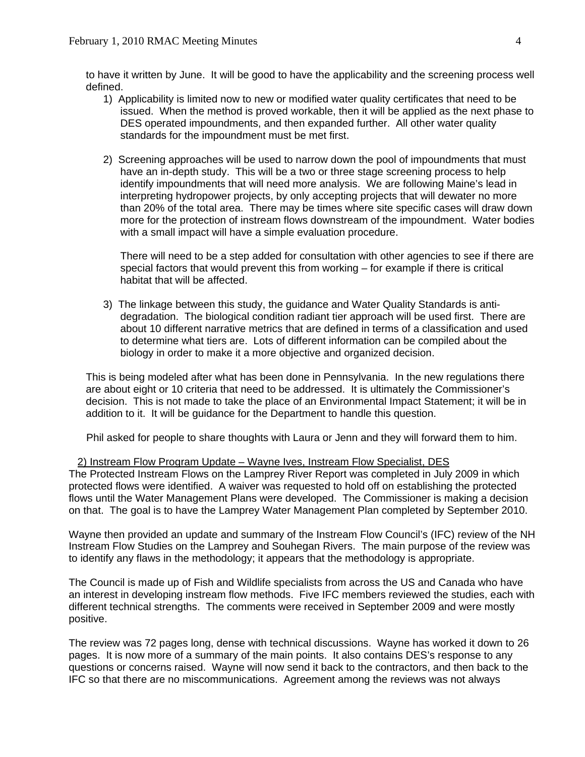to have it written by June. It will be good to have the applicability and the screening process well defined.

1) Applicability is limited now to new or modified water quality certificates that need to be issued. When the method is proved workable, then it will be applied as the next phase to DES operated impoundments, and then expanded further. All other water quality standards for the impoundment must be met first.

2) Screening approaches will be used to narrow down the pool of impoundments that must have an in-depth study. This will be a two or three stage screening process to help identify impoundments that will need more analysis. We are following Maine's lead in interpreting hydropower projects, by only accepting projects that will dewater no more than 20% of the total area. There may be times where site specific cases will draw down more for the protection of instream flows downstream of the impoundment. Water bodies with a small impact will have a simple evaluation procedure.

   There will need to be a step added for consultation with other agencies to see if there are special factors that would prevent this from working – for example if there is critical habitat that will be affected.

3) The linkage between this study, the guidance and Water Quality Standards is anti-degradation. The biological condition radiant tier approach will be used first. There are about 10 different narrative metrics that are defined in terms of a classification and used to determine what tiers are. Lots of different information can be compiled about the biology in order to make it a more objective and organized decision.

This is being modeled after what has been done in Pennsylvania. In the new regulations there are about eight or 10 criteria that need to be addressed. It is ultimately the Commissioner's decision. This is not made to take the place of an Environmental Impact Statement; it will be in addition to it. It will be guidance for the Department to handle this question.

Phil asked for people to share thoughts with Laura or Jenn and they will forward them to him.

2) Instream Flow Program Update – Wayne Ives, Instream Flow Specialist, DES

The Protected Instream Flows on the Lamprey River Report was completed in July 2009 in which protected flows were identified. A waiver was requested to hold off on establishing the protected flows until the Water Management Plans were developed. The Commissioner is making a decision on that. The goal is to have the Lamprey Water Management Plan completed by September 2010.

Wayne then provided an update and summary of the Instream Flow Council's (IFC) review of the NH Instream Flow Studies on the Lamprey and Souhegan Rivers. The main purpose of the review was to identify any flaws in the methodology; it appears that the methodology is appropriate.

The Council is made up of Fish and Wildlife specialists from across the US and Canada who have an interest in developing instream flow methods. Five IFC members reviewed the studies, each with different technical strengths. The comments were received in September 2009 and were mostly positive.

The review was 72 pages long, dense with technical discussions. Wayne has worked it down to 26 pages. It is now more of a summary of the main points. It also contains DES's response to any questions or concerns raised. Wayne will now send it back to the contractors, and then back to the IFC so that there are no miscommunications. Agreement among the reviews was not always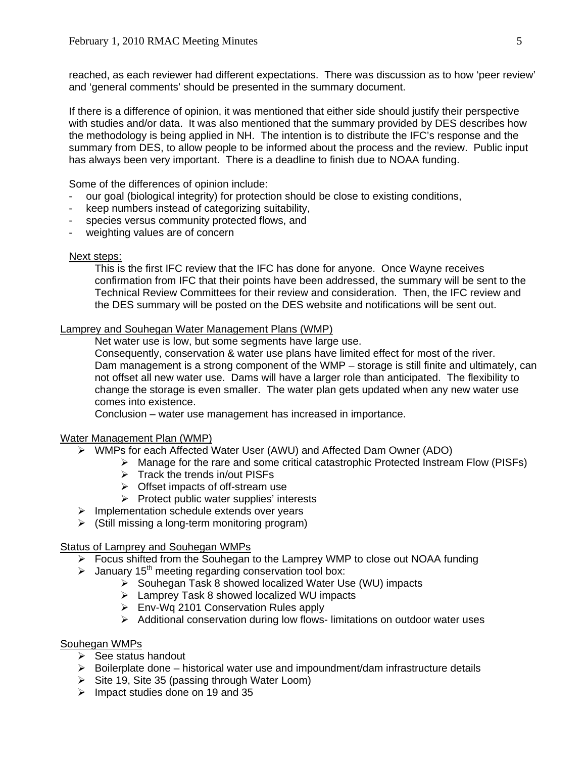reached, as each reviewer had different expectations. There was discussion as to how 'peer review' and 'general comments' should be presented in the summary document.

If there is a difference of opinion, it was mentioned that either side should justify their perspective with studies and/or data. It was also mentioned that the summary provided by DES describes how the methodology is being applied in NH. The intention is to distribute the IFC's response and the summary from DES, to allow people to be informed about the process and the review. Public input has always been very important. There is a deadline to finish due to NOAA funding.

Some of the differences of opinion include:

- our goal (biological integrity) for protection should be close to existing conditions,
- keep numbers instead of categorizing suitability,
- species versus community protected flows, and
- weighting values are of concern

Next steps:

This is the first IFC review that the IFC has done for anyone. Once Wayne receives confirmation from IFC that their points have been addressed, the summary will be sent to the Technical Review Committees for their review and consideration. Then, the IFC review and the DES summary will be posted on the DES website and notifications will be sent out.

Lamprey and Souhegan Water Management Plans (WMP)

Net water use is low, but some segments have large use.
Consequently, conservation & water use plans have limited effect for most of the river.
Dam management is a strong component of the WMP – storage is still finite and ultimately, can not offset all new water use. Dams will have a larger role than anticipated. The flexibility to change the storage is even smaller. The water plan gets updated when any new water use comes into existence.
Conclusion – water use management has increased in importance.

Water Management Plan (WMP)

- WMPs for each Affected Water User (AWU) and Affected Dam Owner (ADO)
  - Manage for the rare and some critical catastrophic Protected Instream Flow (PISFs)
  - Track the trends in/out PISFs
  - Offset impacts of off-stream use
  - Protect public water supplies' interests
- Implementation schedule extends over years
- (Still missing a long-term monitoring program)

Status of Lamprey and Souhegan WMPs

- Focus shifted from the Souhegan to the Lamprey WMP to close out NOAA funding
- January 15th meeting regarding conservation tool box:
  - Souhegan Task 8 showed localized Water Use (WU) impacts
  - Lamprey Task 8 showed localized WU impacts
  - Env-Wq 2101 Conservation Rules apply
  - Additional conservation during low flows- limitations on outdoor water uses

Souhegan WMPs

- See status handout
- Boilerplate done – historical water use and impoundment/dam infrastructure details
- Site 19, Site 35 (passing through Water Loom)
- Impact studies done on 19 and 35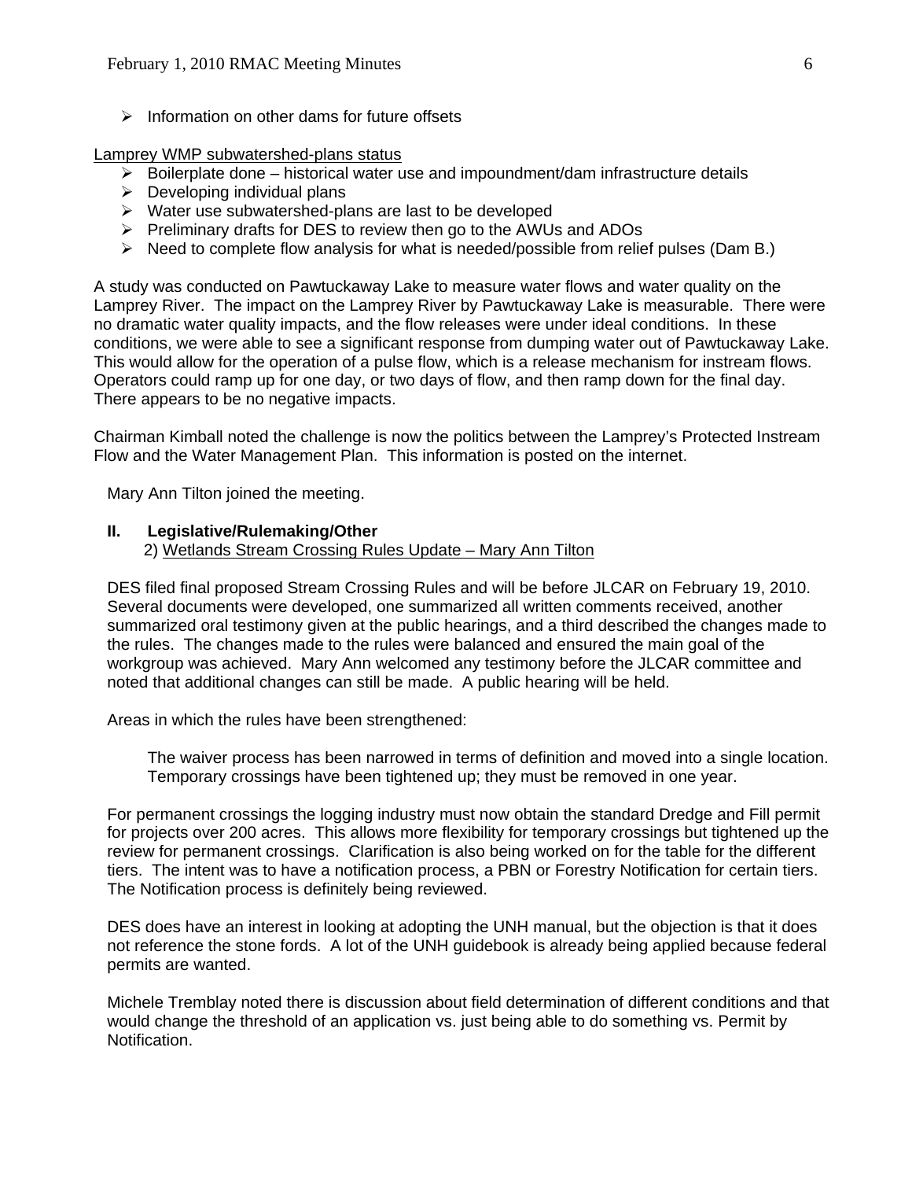- Information on other dams for future offsets

Lamprey WMP subwatershed-plans status

- Boilerplate done – historical water use and impoundment/dam infrastructure details
- Developing individual plans
- Water use subwatershed-plans are last to be developed
- Preliminary drafts for DES to review then go to the AWUs and ADOs
- Need to complete flow analysis for what is needed/possible from relief pulses (Dam B.)

A study was conducted on Pawtuckaway Lake to measure water flows and water quality on the Lamprey River. The impact on the Lamprey River by Pawtuckaway Lake is measurable. There were no dramatic water quality impacts, and the flow releases were under ideal conditions. In these conditions, we were able to see a significant response from dumping water out of Pawtuckaway Lake. This would allow for the operation of a pulse flow, which is a release mechanism for instream flows. Operators could ramp up for one day, or two days of flow, and then ramp down for the final day. There appears to be no negative impacts.

Chairman Kimball noted the challenge is now the politics between the Lamprey's Protected Instream Flow and the Water Management Plan. This information is posted on the internet.

Mary Ann Tilton joined the meeting.

**II. Legislative/Rulemaking/Other**

2) Wetlands Stream Crossing Rules Update – Mary Ann Tilton

DES filed final proposed Stream Crossing Rules and will be before JLCAR on February 19, 2010. Several documents were developed, one summarized all written comments received, another summarized oral testimony given at the public hearings, and a third described the changes made to the rules. The changes made to the rules were balanced and ensured the main goal of the workgroup was achieved. Mary Ann welcomed any testimony before the JLCAR committee and noted that additional changes can still be made. A public hearing will be held.

Areas in which the rules have been strengthened:

The waiver process has been narrowed in terms of definition and moved into a single location. Temporary crossings have been tightened up; they must be removed in one year.

For permanent crossings the logging industry must now obtain the standard Dredge and Fill permit for projects over 200 acres. This allows more flexibility for temporary crossings but tightened up the review for permanent crossings. Clarification is also being worked on for the table for the different tiers. The intent was to have a notification process, a PBN or Forestry Notification for certain tiers. The Notification process is definitely being reviewed.

DES does have an interest in looking at adopting the UNH manual, but the objection is that it does not reference the stone fords. A lot of the UNH guidebook is already being applied because federal permits are wanted.

Michele Tremblay noted there is discussion about field determination of different conditions and that would change the threshold of an application vs. just being able to do something vs. Permit by Notification.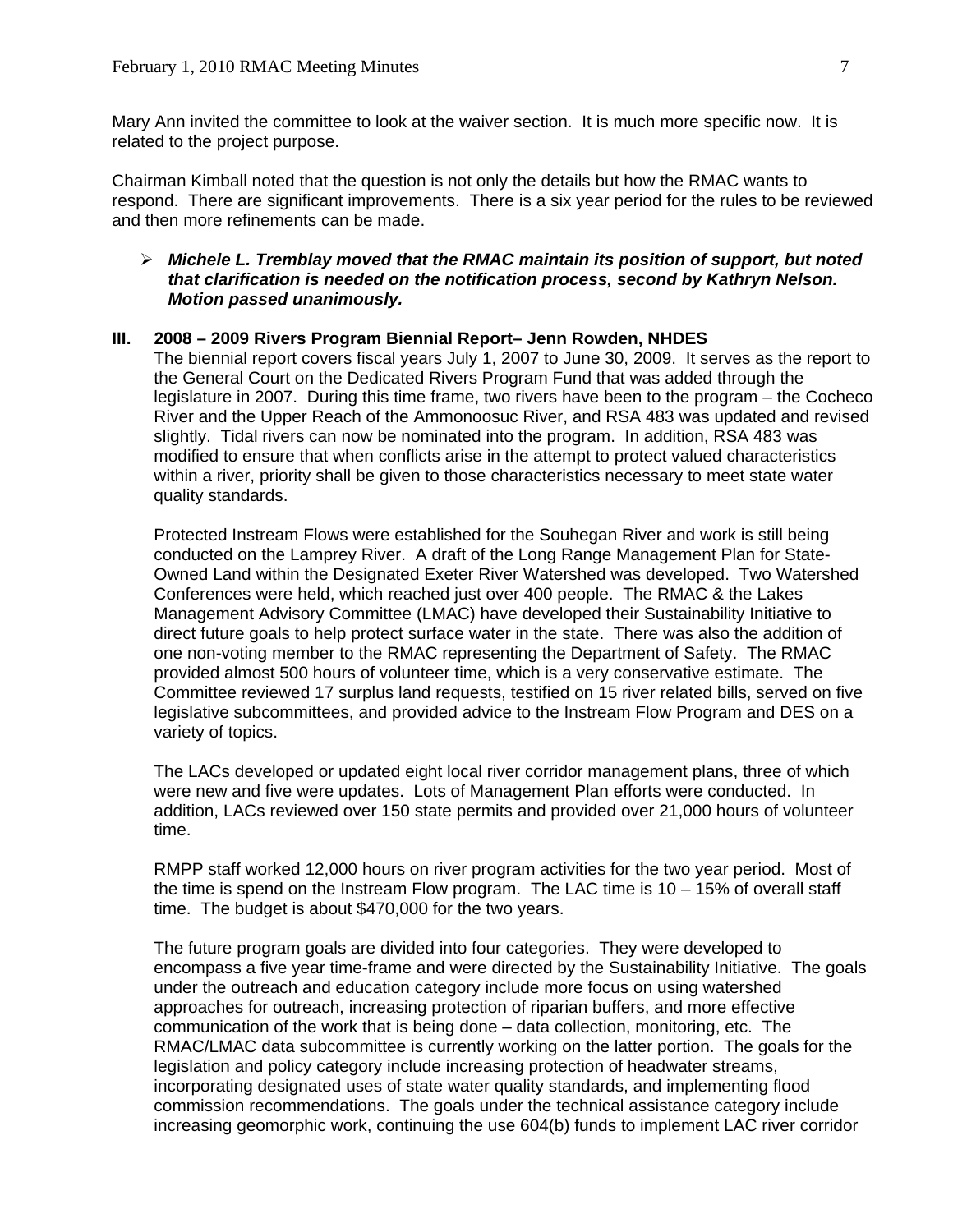Mary Ann invited the committee to look at the waiver section. It is much more specific now. It is related to the project purpose.

Chairman Kimball noted that the question is not only the details but how the RMAC wants to respond. There are significant improvements. There is a six year period for the rules to be reviewed and then more refinements can be made.

- ***Michele L. Tremblay moved that the RMAC maintain its position of support, but noted that clarification is needed on the notification process, second by Kathryn Nelson. Motion passed unanimously.***

## III. 2008 – 2009 Rivers Program Biennial Report– Jenn Rowden, NHDES

The biennial report covers fiscal years July 1, 2007 to June 30, 2009. It serves as the report to the General Court on the Dedicated Rivers Program Fund that was added through the legislature in 2007. During this time frame, two rivers have been to the program – the Cocheco River and the Upper Reach of the Ammonoosuc River, and RSA 483 was updated and revised slightly. Tidal rivers can now be nominated into the program. In addition, RSA 483 was modified to ensure that when conflicts arise in the attempt to protect valued characteristics within a river, priority shall be given to those characteristics necessary to meet state water quality standards.

Protected Instream Flows were established for the Souhegan River and work is still being conducted on the Lamprey River. A draft of the Long Range Management Plan for State-Owned Land within the Designated Exeter River Watershed was developed. Two Watershed Conferences were held, which reached just over 400 people. The RMAC & the Lakes Management Advisory Committee (LMAC) have developed their Sustainability Initiative to direct future goals to help protect surface water in the state. There was also the addition of one non-voting member to the RMAC representing the Department of Safety. The RMAC provided almost 500 hours of volunteer time, which is a very conservative estimate. The Committee reviewed 17 surplus land requests, testified on 15 river related bills, served on five legislative subcommittees, and provided advice to the Instream Flow Program and DES on a variety of topics.

The LACs developed or updated eight local river corridor management plans, three of which were new and five were updates. Lots of Management Plan efforts were conducted. In addition, LACs reviewed over 150 state permits and provided over 21,000 hours of volunteer time.

RMPP staff worked 12,000 hours on river program activities for the two year period. Most of the time is spend on the Instream Flow program. The LAC time is 10 – 15% of overall staff time. The budget is about $470,000 for the two years.

The future program goals are divided into four categories. They were developed to encompass a five year time-frame and were directed by the Sustainability Initiative. The goals under the outreach and education category include more focus on using watershed approaches for outreach, increasing protection of riparian buffers, and more effective communication of the work that is being done – data collection, monitoring, etc. The RMAC/LMAC data subcommittee is currently working on the latter portion. The goals for the legislation and policy category include increasing protection of headwater streams, incorporating designated uses of state water quality standards, and implementing flood commission recommendations. The goals under the technical assistance category include increasing geomorphic work, continuing the use 604(b) funds to implement LAC river corridor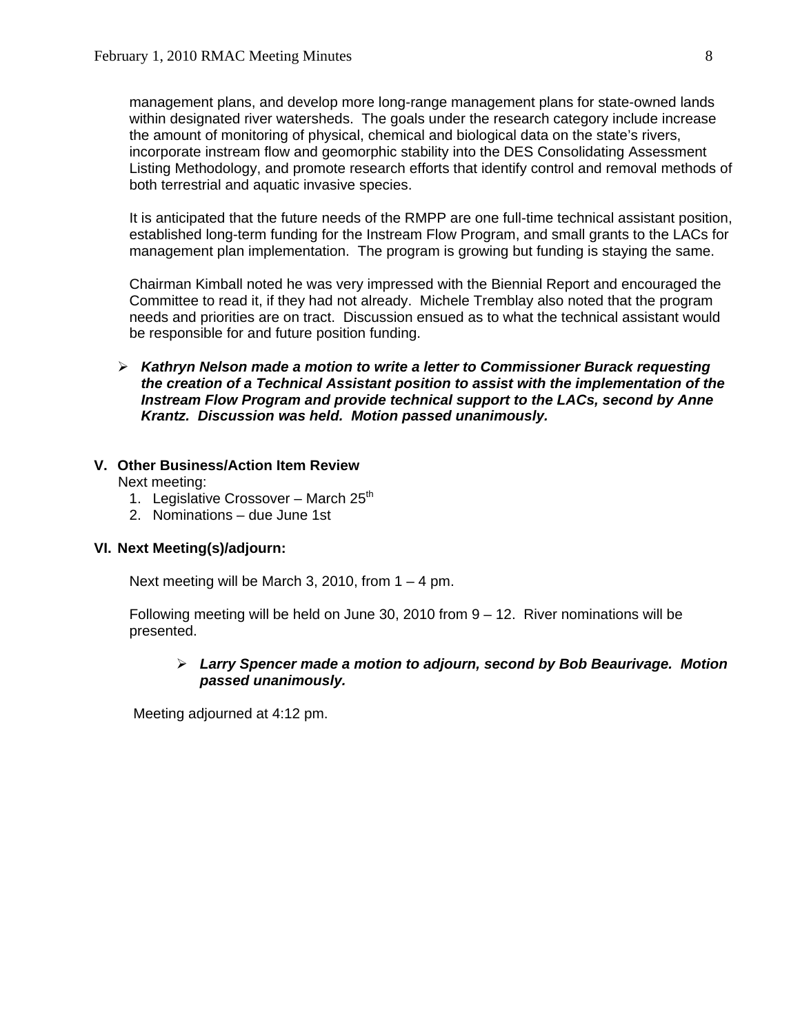management plans, and develop more long-range management plans for state-owned lands within designated river watersheds. The goals under the research category include increase the amount of monitoring of physical, chemical and biological data on the state's rivers, incorporate instream flow and geomorphic stability into the DES Consolidating Assessment Listing Methodology, and promote research efforts that identify control and removal methods of both terrestrial and aquatic invasive species.

It is anticipated that the future needs of the RMPP are one full-time technical assistant position, established long-term funding for the Instream Flow Program, and small grants to the LACs for management plan implementation. The program is growing but funding is staying the same.

Chairman Kimball noted he was very impressed with the Biennial Report and encouraged the Committee to read it, if they had not already. Michele Tremblay also noted that the program needs and priorities are on tract. Discussion ensued as to what the technical assistant would be responsible for and future position funding.

- ***Kathryn Nelson made a motion to write a letter to Commissioner Burack requesting the creation of a Technical Assistant position to assist with the implementation of the Instream Flow Program and provide technical support to the LACs, second by Anne Krantz. Discussion was held. Motion passed unanimously.***

## V. Other Business/Action Item Review

Next meeting:

1. Legislative Crossover – March 25th
2. Nominations – due June 1st

## VI. Next Meeting(s)/adjourn:

Next meeting will be March 3, 2010, from 1 – 4 pm.

Following meeting will be held on June 30, 2010 from 9 – 12. River nominations will be presented.

- ***Larry Spencer made a motion to adjourn, second by Bob Beaurivage. Motion passed unanimously.***

Meeting adjourned at 4:12 pm.